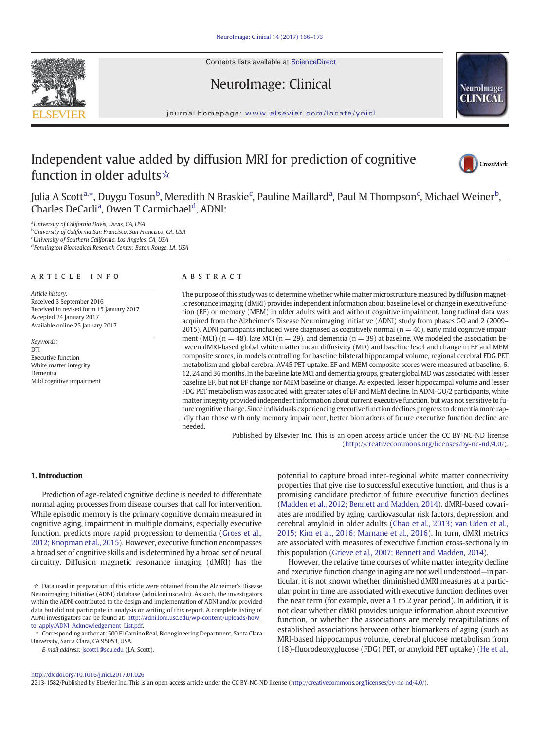# Independent value added by diffusion MRI for prediction of cognitive function in older adults☆

Julia A Scott[a,*], Duygu Tosun[b], Meredith N Braskie[c], Pauline Maillard[a], Paul M Thompson[c], Michael Weiner[b], Charles DeCarli[a], Owen T Carmichael[d], ADNI:

[a]University of California Davis, Davis, CA, USA
[b]University of California San Francisco, San Francisco, CA, USA
[c]University of Southern California, Los Angeles, CA, USA
[d]Pennington Biomedical Research Center, Baton Rouge, LA, USA

## ARTICLE INFO

*Article history:*
Received 3 September 2016
Received in revised form 15 January 2017
Accepted 24 January 2017
Available online 25 January 2017

*Keywords:*
DTI
Executive function
White matter integrity
Dementia
Mild cognitive impairment

## ABSTRACT

The purpose of this study was to determine whether white matter microstructure measured by diffusion magnetic resonance imaging (dMRI) provides independent information about baseline level or change in executive function (EF) or memory (MEM) in older adults with and without cognitive impairment. Longitudinal data was acquired from the Alzheimer's Disease Neuroimaging Initiative (ADNI) study from phases GO and 2 (2009–2015). ADNI participants included were diagnosed as cognitively normal (n = 46), early mild cognitive impairment (MCI) (n = 48), late MCI (n = 29), and dementia (n = 39) at baseline. We modeled the association between dMRI-based global white matter mean diffusivity (MD) and baseline level and change in EF and MEM composite scores, in models controlling for baseline bilateral hippocampal volume, regional cerebral FDG PET metabolism and global cerebral AV45 PET uptake. EF and MEM composite scores were measured at baseline, 6, 12, 24 and 36 months. In the baseline late MCI and dementia groups, greater global MD was associated with lesser baseline EF, but not EF change nor MEM baseline or change. As expected, lesser hippocampal volume and lesser FDG PET metabolism was associated with greater rates of EF and MEM decline. In ADNI-GO/2 participants, white matter integrity provided independent information about current executive function, but was not sensitive to future cognitive change. Since individuals experiencing executive function declines progress to dementia more rapidly than those with only memory impairment, better biomarkers of future executive function decline are needed.

Published by Elsevier Inc. This is an open access article under the CC BY-NC-ND license (http://creativecommons.org/licenses/by-nc-nd/4.0/).

## 1. Introduction

Prediction of age-related cognitive decline is needed to differentiate normal aging processes from disease courses that call for intervention. While episodic memory is the primary cognitive domain measured in cognitive aging, impairment in multiple domains, especially executive function, predicts more rapid progression to dementia (Gross et al., 2012; Knopman et al., 2015). However, executive function encompasses a broad set of cognitive skills and is determined by a broad set of neural circuitry. Diffusion magnetic resonance imaging (dMRI) has the potential to capture broad inter-regional white matter connectivity properties that give rise to successful executive function, and thus is a promising candidate predictor of future executive function declines (Madden et al., 2012; Bennett and Madden, 2014). dMRI-based covariates are modified by aging, cardiovascular risk factors, depression, and cerebral amyloid in older adults (Chao et al., 2013; van Uden et al., 2015; Kim et al., 2016; Marnane et al., 2016). In turn, dMRI metrics are associated with measures of executive function cross-sectionally in this population (Grieve et al., 2007; Bennett and Madden, 2014).

However, the relative time courses of white matter integrity decline and executive function change in aging are not well understood—in particular, it is not known whether diminished dMRI measures at a particular point in time are associated with executive function declines over the near term (for example, over a 1 to 2 year period). In addition, it is not clear whether dMRI provides unique information about executive function, or whether the associations are merely recapitulations of established associations between other biomarkers of aging (such as MRI-based hippocampus volume, cerebral glucose metabolism from (18)-fluorodeoxyglucose (FDG) PET, or amyloid PET uptake) (He et al.,

☆ Data used in preparation of this article were obtained from the Alzheimer's Disease Neuroimaging Initiative (ADNI) database (adni.loni.usc.edu). As such, the investigators within the ADNI contributed to the design and implementation of ADNI and/or provided data but did not participate in analysis or writing of this report. A complete listing of ADNI investigators can be found at: http://adni.loni.usc.edu/wp-content/uploads/how_to_apply/ADNI_Acknowledgement_List.pdf.

\* Corresponding author at: 500 El Camino Real, Bioengineering Department, Santa Clara University, Santa Clara, CA 95053, USA.

*E-mail address:* jscott1@scu.edu (J.A. Scott).

http://dx.doi.org/10.1016/j.nicl.2017.01.026
2213-1582/Published by Elsevier Inc. This is an open access article under the CC BY-NC-ND license (http://creativecommons.org/licenses/by-nc-nd/4.0/).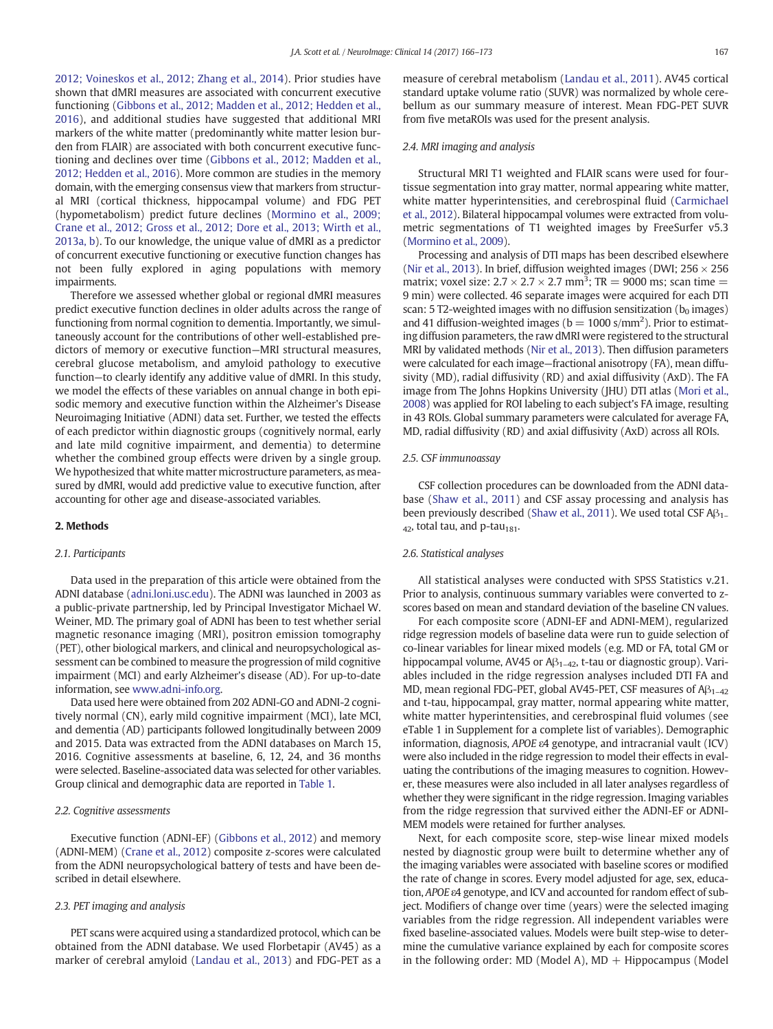2012; Voineskos et al., 2012; Zhang et al., 2014). Prior studies have shown that dMRI measures are associated with concurrent executive functioning (Gibbons et al., 2012; Madden et al., 2012; Hedden et al., 2016), and additional studies have suggested that additional MRI markers of the white matter (predominantly white matter lesion burden from FLAIR) are associated with both concurrent executive functioning and declines over time (Gibbons et al., 2012; Madden et al., 2012; Hedden et al., 2016). More common are studies in the memory domain, with the emerging consensus view that markers from structural MRI (cortical thickness, hippocampal volume) and FDG PET (hypometabolism) predict future declines (Mormino et al., 2009; Crane et al., 2012; Gross et al., 2012; Dore et al., 2013; Wirth et al., 2013a, b). To our knowledge, the unique value of dMRI as a predictor of concurrent executive functioning or executive function changes has not been fully explored in aging populations with memory impairments.

Therefore we assessed whether global or regional dMRI measures predict executive function declines in older adults across the range of functioning from normal cognition to dementia. Importantly, we simultaneously account for the contributions of other well-established predictors of memory or executive function—MRI structural measures, cerebral glucose metabolism, and amyloid pathology to executive function—to clearly identify any additive value of dMRI. In this study, we model the effects of these variables on annual change in both episodic memory and executive function within the Alzheimer's Disease Neuroimaging Initiative (ADNI) data set. Further, we tested the effects of each predictor within diagnostic groups (cognitively normal, early and late mild cognitive impairment, and dementia) to determine whether the combined group effects were driven by a single group. We hypothesized that white matter microstructure parameters, as measured by dMRI, would add predictive value to executive function, after accounting for other age and disease-associated variables.

## 2. Methods

### 2.1. Participants

Data used in the preparation of this article were obtained from the ADNI database (adni.loni.usc.edu). The ADNI was launched in 2003 as a public-private partnership, led by Principal Investigator Michael W. Weiner, MD. The primary goal of ADNI has been to test whether serial magnetic resonance imaging (MRI), positron emission tomography (PET), other biological markers, and clinical and neuropsychological assessment can be combined to measure the progression of mild cognitive impairment (MCI) and early Alzheimer's disease (AD). For up-to-date information, see www.adni-info.org.

Data used here were obtained from 202 ADNI-GO and ADNI-2 cognitively normal (CN), early mild cognitive impairment (MCI), late MCI, and dementia (AD) participants followed longitudinally between 2009 and 2015. Data was extracted from the ADNI databases on March 15, 2016. Cognitive assessments at baseline, 6, 12, 24, and 36 months were selected. Baseline-associated data was selected for other variables. Group clinical and demographic data are reported in Table 1.

### 2.2. Cognitive assessments

Executive function (ADNI-EF) (Gibbons et al., 2012) and memory (ADNI-MEM) (Crane et al., 2012) composite z-scores were calculated from the ADNI neuropsychological battery of tests and have been described in detail elsewhere.

### 2.3. PET imaging and analysis

PET scans were acquired using a standardized protocol, which can be obtained from the ADNI database. We used Florbetapir (AV45) as a marker of cerebral amyloid (Landau et al., 2013) and FDG-PET as a measure of cerebral metabolism (Landau et al., 2011). AV45 cortical standard uptake volume ratio (SUVR) was normalized by whole cerebellum as our summary measure of interest. Mean FDG-PET SUVR from five metaROIs was used for the present analysis.

### 2.4. MRI imaging and analysis

Structural MRI T1 weighted and FLAIR scans were used for four-tissue segmentation into gray matter, normal appearing white matter, white matter hyperintensities, and cerebrospinal fluid (Carmichael et al., 2012). Bilateral hippocampal volumes were extracted from volumetric segmentations of T1 weighted images by FreeSurfer v5.3 (Mormino et al., 2009).

Processing and analysis of DTI maps has been described elsewhere (Nir et al., 2013). In brief, diffusion weighted images (DWI; $256 \times 256$ matrix; voxel size: $2.7 \times 2.7 \times 2.7$ mm$^3$; TR = 9000 ms; scan time = 9 min) were collected. 46 separate images were acquired for each DTI scan: 5 T2-weighted images with no diffusion sensitization ($b_0$ images) and 41 diffusion-weighted images ($b = 1000$ s/mm$^2$). Prior to estimating diffusion parameters, the raw dMRI were registered to the structural MRI by validated methods (Nir et al., 2013). Then diffusion parameters were calculated for each image—fractional anisotropy (FA), mean diffusivity (MD), radial diffusivity (RD) and axial diffusivity (AxD). The FA image from The Johns Hopkins University (JHU) DTI atlas (Mori et al., 2008) was applied for ROI labeling to each subject's FA image, resulting in 43 ROIs. Global summary parameters were calculated for average FA, MD, radial diffusivity (RD) and axial diffusivity (AxD) across all ROIs.

### 2.5. CSF immunoassay

CSF collection procedures can be downloaded from the ADNI database (Shaw et al., 2011) and CSF assay processing and analysis has been previously described (Shaw et al., 2011). We used total CSF A$\beta_{1-42}$, total tau, and p-tau$_{181}$.

### 2.6. Statistical analyses

All statistical analyses were conducted with SPSS Statistics v.21. Prior to analysis, continuous summary variables were converted to z-scores based on mean and standard deviation of the baseline CN values.

For each composite score (ADNI-EF and ADNI-MEM), regularized ridge regression models of baseline data were run to guide selection of co-linear variables for linear mixed models (e.g. MD or FA, total GM or hippocampal volume, AV45 or A$\beta_{1-42}$, t-tau or diagnostic group). Variables included in the ridge regression analyses included DTI FA and MD, mean regional FDG-PET, global AV45-PET, CSF measures of A$\beta_{1-42}$ and t-tau, hippocampal, gray matter, normal appearing white matter, white matter hyperintensities, and cerebrospinal fluid volumes (see eTable 1 in Supplement for a complete list of variables). Demographic information, diagnosis, *APOE* ε4 genotype, and intracranial vault (ICV) were also included in the ridge regression to model their effects in evaluating the contributions of the imaging measures to cognition. However, these measures were also included in all later analyses regardless of whether they were significant in the ridge regression. Imaging variables from the ridge regression that survived either the ADNI-EF or ADNI-MEM models were retained for further analyses.

Next, for each composite score, step-wise linear mixed models nested by diagnostic group were built to determine whether any of the imaging variables were associated with baseline scores or modified the rate of change in scores. Every model adjusted for age, sex, education, *APOE* ε4 genotype, and ICV and accounted for random effect of subject. Modifiers of change over time (years) were the selected imaging variables from the ridge regression. All independent variables were fixed baseline-associated values. Models were built step-wise to determine the cumulative variance explained by each for composite scores in the following order: MD (Model A), MD + Hippocampus (Model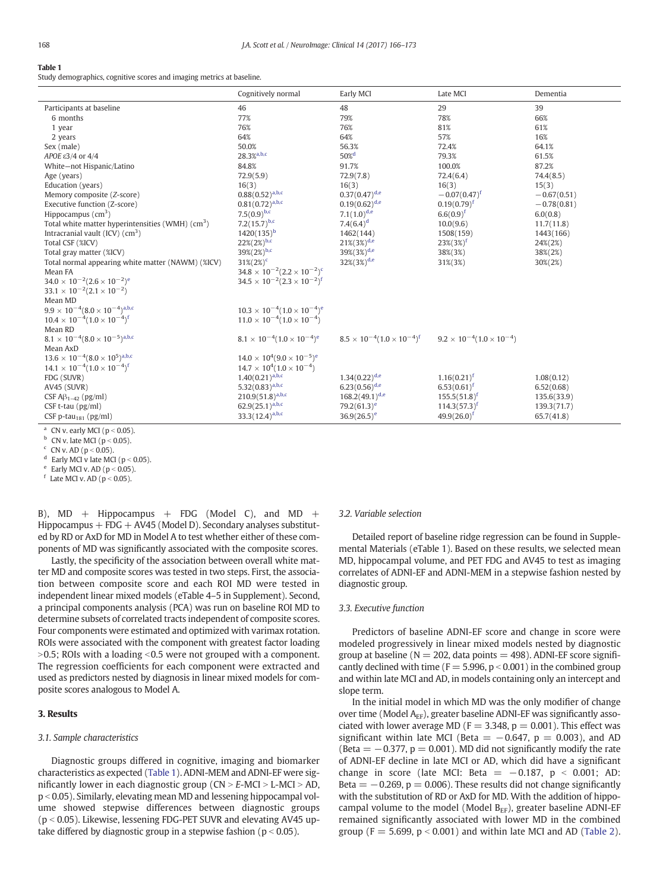**Table 1**
Study demographics, cognitive scores and imaging metrics at baseline.

| | Cognitively normal | Early MCI | Late MCI | Dementia |
|---|---|---|---|---|
| Participants at baseline | 46 | 48 | 29 | 39 |
| 6 months | 77% | 79% | 78% | 66% |
| 1 year | 76% | 76% | 81% | 61% |
| 2 years | 64% | 64% | 57% | 16% |
| Sex (male) | 50.0% | 56.3% | 72.4% | 64.1% |
| *APOE* ε3/4 or 4/4 | 28.3%[a,b,c] | 50%[d] | 79.3% | 61.5% |
| White—not Hispanic/Latino | 84.8% | 91.7% | 100.0% | 87.2% |
| Age (years) | 72.9(5.9) | 72.9(7.8) | 72.4(6.4) | 74.4(8.5) |
| Education (years) | 16(3) | 16(3) | 16(3) | 15(3) |
| Memory composite (Z-score) | 0.88(0.52)[a,b,c] | 0.37(0.47)[d,e] | −0.07(0.47)[f] | −0.67(0.51) |
| Executive function (Z-score) | 0.81(0.72)[a,b,c] | 0.19(0.62)[d,e] | 0.19(0.79)[f] | −0.78(0.81) |
| Hippocampus ($cm^3$) | 7.5(0.9)[b,c] | 7.1(1.0)[d,e] | 6.6(0.9)[f] | 6.0(0.8) |
| Total white matter hyperintensities (WMH) ($cm^3$) | 7.2(15.7)[b,c] | 7.4(6.4)[d] | 10.0(9.6) | 11.7(11.8) |
| Intracranial vault (ICV) ($cm^3$) | 1420(135)[b] | 1462(144) | 1508(159) | 1443(166) |
| Total CSF (%ICV) | 22%(2%)[b,c] | 21%(3%)[d,e] | 23%(3%)[f] | 24%(2%) |
| Total gray matter (%ICV) | 39%(2%)[b,c] | 39%(3%)[d,e] | 38%(3%) | 38%(2%) |
| Total normal appearing white matter (NAWM) (%ICV) | 31%(2%)[c] | 32%(3%)[d,e] | 31%(3%) | 30%(2%) |
| Mean FA | $34.8 \times 10^{-2}(2.2 \times 10^{-2})$[c] | | | |
| $34.0 \times 10^{-2}(2.6 \times 10^{-2})$[e] | $34.5 \times 10^{-2}(2.3 \times 10^{-2})$[f] | | | |
| $33.1 \times 10^{-2}(2.1 \times 10^{-2})$ | | | | |
| Mean MD | | | | |
| $9.9 \times 10^{-4}(8.0 \times 10^{-4})$[a,b,c] | $10.3 \times 10^{-4}(1.0 \times 10^{-4})$[e] | | | |
| $10.4 \times 10^{-4}(1.0 \times 10^{-4})$[f] | $11.0 \times 10^{-4}(1.0 \times 10^{-4})$ | | | |
| Mean RD | | | | |
| $8.1 \times 10^{-4}(8.0 \times 10^{-5})$[a,b,c] | $8.1 \times 10^{-4}(1.0 \times 10^{-4})$[e] | $8.5 \times 10^{-4}(1.0 \times 10^{-4})$[f] | $9.2 \times 10^{-4}(1.0 \times 10^{-4})$ | |
| Mean AxD | | | | |
| $13.6 \times 10^{-4}(8.0 \times 10^{5})$[a,b,c] | $14.0 \times 10^{4}(9.0 \times 10^{-5})$[e] | | | |
| $14.1 \times 10^{-4}(1.0 \times 10^{-4})$[f] | $14.7 \times 10^{4}(1.0 \times 10^{-4})$ | | | |
| FDG (SUVR) | 1.40(0.21)[a,b,c] | 1.34(0.22)[d,e] | 1.16(0.21)[f] | 1.08(0.12) |
| AV45 (SUVR) | 5.32(0.83)[a,b,c] | 6.23(0.56)[d,e] | 6.53(0.61)[f] | 6.52(0.68) |
| CSF $A\beta_{1-42}$ (pg/ml) | 210.9(51.8)[a,b,c] | 168.2(49.1)[d,e] | 155.5(51.8)[f] | 135.6(33.9) |
| CSF t-tau (pg/ml) | 62.9(25.1)[a,b,c] | 79.2(61.3)[e] | 114.3(57.3)[f] | 139.3(71.7) |
| CSF p-$tau_{181}$ (pg/ml) | 33.3(12.4)[a,b,c] | 36.9(26.5)[e] | 49.9(26.0)[f] | 65.7(41.8) |

[a] CN v. early MCI ($p < 0.05$).
[b] CN v. late MCI ($p < 0.05$).
[c] CN v. AD ($p < 0.05$).
[d] Early MCI v late MCI ($p < 0.05$).
[e] Early MCI v. AD ($p < 0.05$).
[f] Late MCI v. AD ($p < 0.05$).

B), MD + Hippocampus + FDG (Model C), and MD + Hippocampus + FDG + AV45 (Model D). Secondary analyses substituted by RD or AxD for MD in Model A to test whether either of these components of MD was significantly associated with the composite scores.

Lastly, the specificity of the association between overall white matter MD and composite scores was tested in two steps. First, the association between composite score and each ROI MD were tested in independent linear mixed models (eTable 4–5 in Supplement). Second, a principal components analysis (PCA) was run on baseline ROI MD to determine subsets of correlated tracts independent of composite scores. Four components were estimated and optimized with varimax rotation. ROIs were associated with the component with greatest factor loading >0.5; ROIs with a loading <0.5 were not grouped with a component. The regression coefficients for each component were extracted and used as predictors nested by diagnosis in linear mixed models for composite scores analogous to Model A.

## 3. Results

### 3.1. Sample characteristics

Diagnostic groups differed in cognitive, imaging and biomarker characteristics as expected (Table 1). ADNI-MEM and ADNI-EF were significantly lower in each diagnostic group (CN > *E*-MCI > L-MCI > AD, $p < 0.05$). Similarly, elevating mean MD and lessening hippocampal volume showed stepwise differences between diagnostic groups ($p < 0.05$). Likewise, lessening FDG-PET SUVR and elevating AV45 uptake differed by diagnostic group in a stepwise fashion ($p < 0.05$).

### 3.2. Variable selection

Detailed report of baseline ridge regression can be found in Supplemental Materials (eTable 1). Based on these results, we selected mean MD, hippocampal volume, and PET FDG and AV45 to test as imaging correlates of ADNI-EF and ADNI-MEM in a stepwise fashion nested by diagnostic group.

### 3.3. Executive function

Predictors of baseline ADNI-EF score and change in score were modeled progressively in linear mixed models nested by diagnostic group at baseline (N = 202, data points = 498). ADNI-EF score significantly declined with time ($F = 5.996$, $p < 0.001$) in the combined group and within late MCI and AD, in models containing only an intercept and slope term.

In the initial model in which MD was the only modifier of change over time (Model $A_{EF}$), greater baseline ADNI-EF was significantly associated with lower average MD ($F = 3.348$, $p = 0.001$). This effect was significant within late MCI (Beta $= -0.647$, $p = 0.003$), and AD (Beta $= -0.377$, $p = 0.001$). MD did not significantly modify the rate of ADNI-EF decline in late MCI or AD, which did have a significant change in score (late MCI: Beta $= -0.187$, $p < 0.001$; AD: Beta $= -0.269$, $p = 0.006$). These results did not change significantly with the substitution of RD or AxD for MD. With the addition of hippocampal volume to the model (Model $B_{EF}$), greater baseline ADNI-EF remained significantly associated with lower MD in the combined group ($F = 5.699$, $p < 0.001$) and within late MCI and AD (Table 2).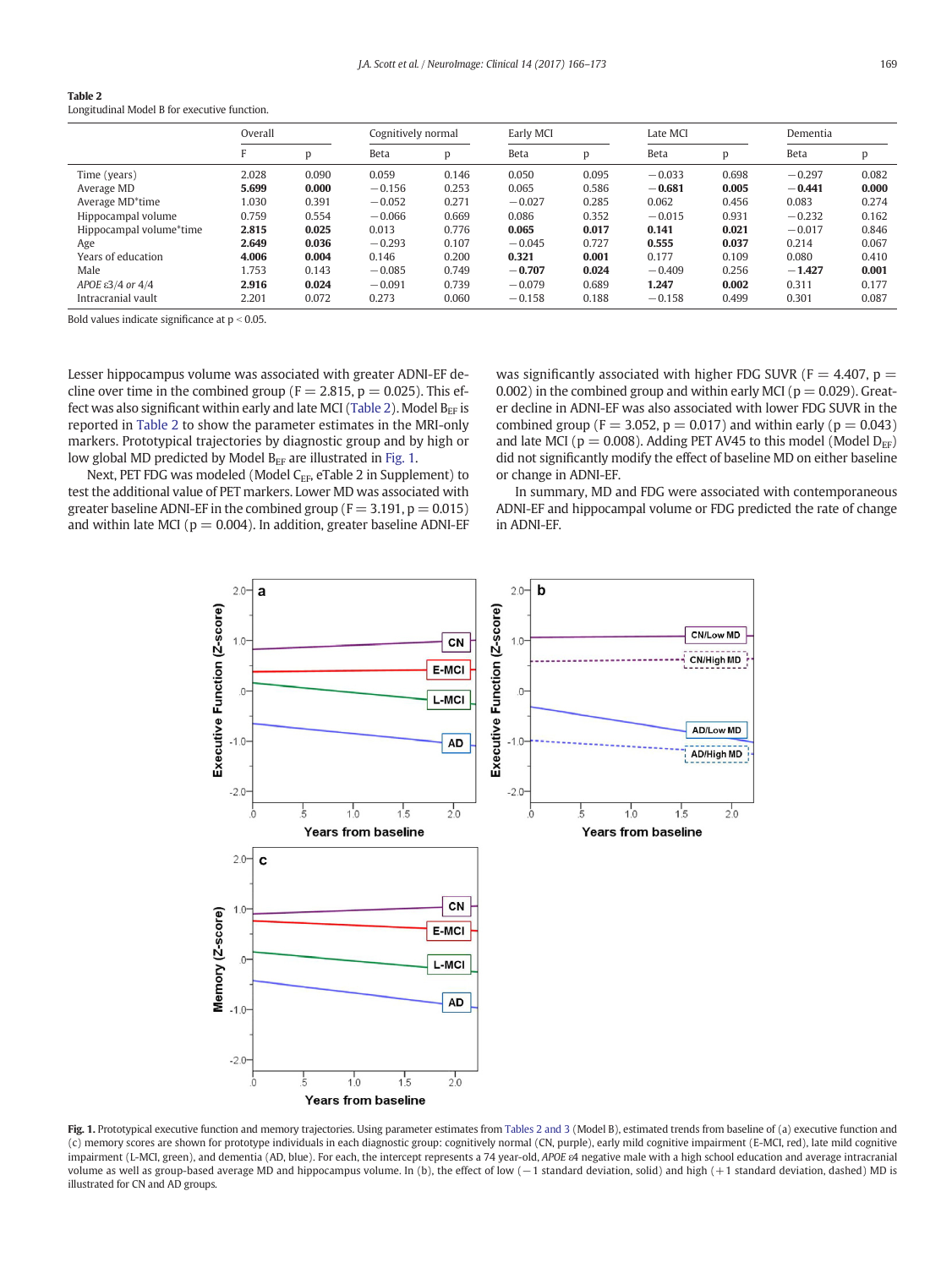**Table 2**
Longitudinal Model B for executive function.

| | Overall | | Cognitively normal | | Early MCI | | Late MCI | | Dementia | |
|---|---|---|---|---|---|---|---|---|---|---|
| | F | p | Beta | p | Beta | p | Beta | p | Beta | p |
| Time (years) | 2.028 | 0.090 | 0.059 | 0.146 | 0.050 | 0.095 | −0.033 | 0.698 | −0.297 | 0.082 |
| Average MD | **5.699** | **0.000** | −0.156 | 0.253 | 0.065 | 0.586 | **−0.681** | **0.005** | **−0.441** | **0.000** |
| Average MD*time | 1.030 | 0.391 | −0.052 | 0.271 | −0.027 | 0.285 | 0.062 | 0.456 | 0.083 | 0.274 |
| Hippocampal volume | 0.759 | 0.554 | −0.066 | 0.669 | 0.086 | 0.352 | −0.015 | 0.931 | −0.232 | 0.162 |
| Hippocampal volume*time | **2.815** | **0.025** | 0.013 | 0.776 | **0.065** | **0.017** | **0.141** | **0.021** | −0.017 | 0.846 |
| Age | **2.649** | **0.036** | −0.293 | 0.107 | −0.045 | 0.727 | **0.555** | **0.037** | 0.214 | 0.067 |
| Years of education | **4.006** | **0.004** | 0.146 | 0.200 | **0.321** | **0.001** | 0.177 | 0.109 | 0.080 | 0.410 |
| Male | 1.753 | 0.143 | −0.085 | 0.749 | **−0.707** | **0.024** | −0.409 | 0.256 | **−1.427** | **0.001** |
| *APOE* ε3/4 or 4/4 | **2.916** | **0.024** | −0.091 | 0.739 | −0.079 | 0.689 | **1.247** | **0.002** | 0.311 | 0.177 |
| Intracranial vault | 2.201 | 0.072 | 0.273 | 0.060 | −0.158 | 0.188 | −0.158 | 0.499 | 0.301 | 0.087 |

Bold values indicate significance at $p < 0.05$.

Lesser hippocampus volume was associated with greater ADNI-EF decline over time in the combined group ($F = 2.815$, $p = 0.025$). This effect was also significant within early and late MCI (Table 2). Model $B_{EF}$ is reported in Table 2 to show the parameter estimates in the MRI-only markers. Prototypical trajectories by diagnostic group and by high or low global MD predicted by Model $B_{EF}$ are illustrated in Fig. 1.

Next, PET FDG was modeled (Model $C_{EF}$, eTable 2 in Supplement) to test the additional value of PET markers. Lower MD was associated with greater baseline ADNI-EF in the combined group ($F = 3.191$, $p = 0.015$) and within late MCI ($p = 0.004$). In addition, greater baseline ADNI-EF was significantly associated with higher FDG SUVR ($F = 4.407$, $p = 0.002$) in the combined group and within early MCI ($p = 0.029$). Greater decline in ADNI-EF was also associated with lower FDG SUVR in the combined group ($F = 3.052$, $p = 0.017$) and within early ($p = 0.043$) and late MCI ($p = 0.008$). Adding PET AV45 to this model (Model $D_{EF}$) did not significantly modify the effect of baseline MD on either baseline or change in ADNI-EF.

In summary, MD and FDG were associated with contemporaneous ADNI-EF and hippocampal volume or FDG predicted the rate of change in ADNI-EF.

**Fig. 1.** Prototypical executive function and memory trajectories. Using parameter estimates from Tables 2 and 3 (Model B), estimated trends from baseline of (a) executive function and (c) memory scores are shown for prototype individuals in each diagnostic group: cognitively normal (CN, purple), early mild cognitive impairment (E-MCI, red), late mild cognitive impairment (L-MCI, green), and dementia (AD, blue). For each, the intercept represents a 74 year-old, *APOE* ε4 negative male with a high school education and average intracranial volume as well as group-based average MD and hippocampus volume. In (b), the effect of low (−1 standard deviation, solid) and high (+1 standard deviation, dashed) MD is illustrated for CN and AD groups.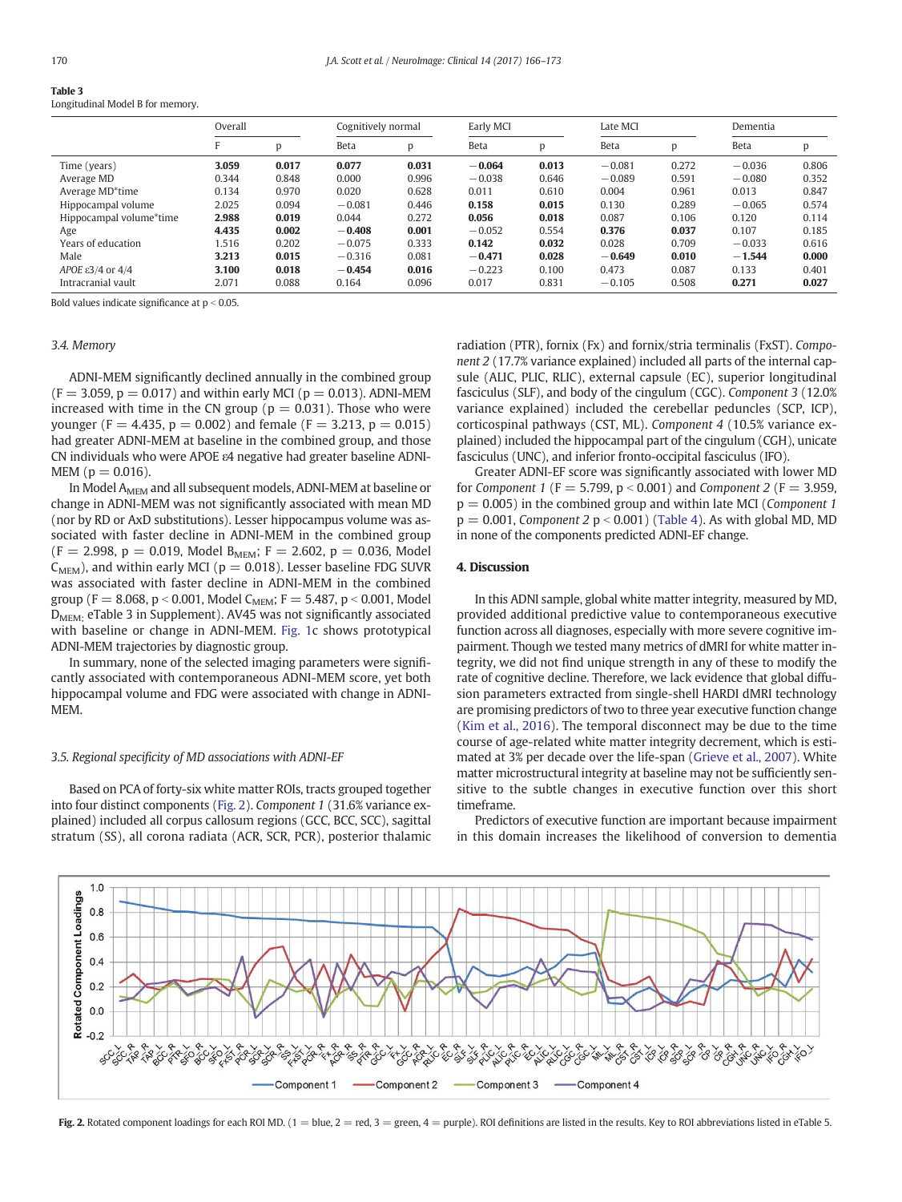**Table 3**
Longitudinal Model B for memory.

| | Overall | | Cognitively normal | | Early MCI | | Late MCI | | Dementia | |
|---|---|---|---|---|---|---|---|---|---|---|
| | F | p | Beta | p | Beta | p | Beta | p | Beta | p |
| Time (years) | **3.059** | **0.017** | **0.077** | **0.031** | **−0.064** | **0.013** | −0.081 | 0.272 | −0.036 | 0.806 |
| Average MD | 0.344 | 0.848 | 0.000 | 0.996 | −0.038 | 0.646 | −0.089 | 0.591 | −0.080 | 0.352 |
| Average MD*time | 0.134 | 0.970 | 0.020 | 0.628 | 0.011 | 0.610 | 0.004 | 0.961 | 0.013 | 0.847 |
| Hippocampal volume | 2.025 | 0.094 | −0.081 | 0.446 | **0.158** | **0.015** | 0.130 | 0.289 | −0.065 | 0.574 |
| Hippocampal volume*time | **2.988** | **0.019** | 0.044 | 0.272 | **0.056** | **0.018** | 0.087 | 0.106 | 0.120 | 0.114 |
| Age | **4.435** | **0.002** | **−0.408** | **0.001** | −0.052 | 0.554 | **0.376** | **0.037** | 0.107 | 0.185 |
| Years of education | 1.516 | 0.202 | −0.075 | 0.333 | **0.142** | **0.032** | 0.028 | 0.709 | −0.033 | 0.616 |
| Male | **3.213** | **0.015** | −0.316 | 0.081 | **−0.471** | **0.028** | **−0.649** | **0.010** | **−1.544** | **0.000** |
| *APOE* ε3/4 or 4/4 | **3.100** | **0.018** | **−0.454** | **0.016** | −0.223 | 0.100 | 0.473 | 0.087 | 0.133 | 0.401 |
| Intracranial vault | 2.071 | 0.088 | 0.164 | 0.096 | 0.017 | 0.831 | −0.105 | 0.508 | **0.271** | **0.027** |

Bold values indicate significance at $p < 0.05$.

### 3.4. Memory

ADNI-MEM significantly declined annually in the combined group ($F = 3.059$, $p = 0.017$) and within early MCI ($p = 0.013$). ADNI-MEM increased with time in the CN group ($p = 0.031$). Those who were younger ($F = 4.435$, $p = 0.002$) and female ($F = 3.213$, $p = 0.015$) had greater ADNI-MEM at baseline in the combined group, and those CN individuals who were APOE ε4 negative had greater baseline ADNI-MEM ($p = 0.016$).

In Model $A_{MEM}$ and all subsequent models, ADNI-MEM at baseline or change in ADNI-MEM was not significantly associated with mean MD (nor by RD or AxD substitutions). Lesser hippocampus volume was associated with faster decline in ADNI-MEM in the combined group ($F = 2.998$, $p = 0.019$, Model $B_{MEM}$; $F = 2.602$, $p = 0.036$, Model $C_{MEM}$), and within early MCI ($p = 0.018$). Lesser baseline FDG SUVR was associated with faster decline in ADNI-MEM in the combined group ($F = 8.068$, $p < 0.001$, Model $C_{MEM}$; $F = 5.487$, $p < 0.001$, Model $D_{MEM}$; eTable 3 in Supplement). AV45 was not significantly associated with baseline or change in ADNI-MEM. Fig. 1c shows prototypical ADNI-MEM trajectories by diagnostic group.

In summary, none of the selected imaging parameters were significantly associated with contemporaneous ADNI-MEM score, yet both hippocampal volume and FDG were associated with change in ADNI-MEM.

### 3.5. Regional specificity of MD associations with ADNI-EF

Based on PCA of forty-six white matter ROIs, tracts grouped together into four distinct components (Fig. 2). *Component 1* (31.6% variance explained) included all corpus callosum regions (GCC, BCC, SCC), sagittal stratum (SS), all corona radiata (ACR, SCR, PCR), posterior thalamic radiation (PTR), fornix (Fx) and fornix/stria terminalis (FxST). *Component 2* (17.7% variance explained) included all parts of the internal capsule (ALIC, PLIC, RLIC), external capsule (EC), superior longitudinal fasciculus (SLF), and body of the cingulum (CGC). *Component 3* (12.0% variance explained) included the cerebellar peduncles (SCP, ICP), corticospinal pathways (CST, ML). *Component 4* (10.5% variance explained) included the hippocampal part of the cingulum (CGH), unicate fasciculus (UNC), and inferior fronto-occipital fasciculus (IFO).

Greater ADNI-EF score was significantly associated with lower MD for *Component 1* ($F = 5.799$, $p < 0.001$) and *Component 2* ($F = 3.959$, $p = 0.005$) in the combined group and within late MCI (*Component 1* $p = 0.001$, *Component 2* $p < 0.001$) (Table 4). As with global MD, MD in none of the components predicted ADNI-EF change.

## 4. Discussion

In this ADNI sample, global white matter integrity, measured by MD, provided additional predictive value to contemporaneous executive function across all diagnoses, especially with more severe cognitive impairment. Though we tested many metrics of dMRI for white matter integrity, we did not find unique strength in any of these to modify the rate of cognitive decline. Therefore, we lack evidence that global diffusion parameters extracted from single-shell HARDI dMRI technology are promising predictors of two to three year executive function change (Kim et al., 2016). The temporal disconnect may be due to the time course of age-related white matter integrity decrement, which is estimated at 3% per decade over the life-span (Grieve et al., 2007). White matter microstructural integrity at baseline may not be sufficiently sensitive to the subtle changes in executive function over this short timeframe.

Predictors of executive function are important because impairment in this domain increases the likelihood of conversion to dementia

**Fig. 2.** Rotated component loadings for each ROI MD. (1 = blue, 2 = red, 3 = green, 4 = purple). ROI definitions are listed in the results. Key to ROI abbreviations listed in eTable 5.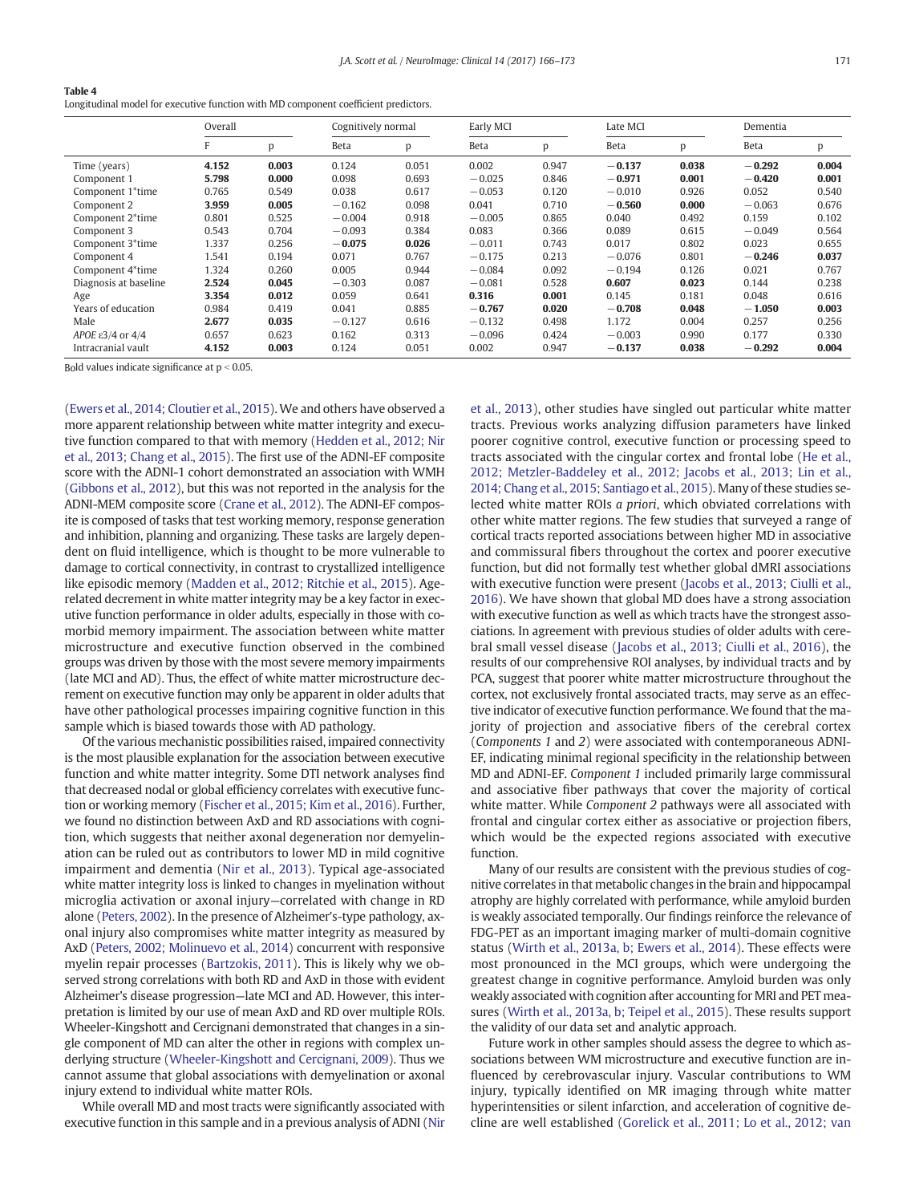**Table 4**
Longitudinal model for executive function with MD component coefficient predictors.

| | Overall | | Cognitively normal | | Early MCI | | Late MCI | | Dementia | |
|---|---|---|---|---|---|---|---|---|---|---|
| | F | p | Beta | p | Beta | p | Beta | p | Beta | p |
| Time (years) | **4.152** | **0.003** | 0.124 | 0.051 | 0.002 | 0.947 | **−0.137** | **0.038** | **−0.292** | **0.004** |
| Component 1 | **5.798** | **0.000** | 0.098 | 0.693 | −0.025 | 0.846 | **−0.971** | **0.001** | **−0.420** | **0.001** |
| Component 1*time | 0.765 | 0.549 | 0.038 | 0.617 | −0.053 | 0.120 | −0.010 | 0.926 | 0.052 | 0.540 |
| Component 2 | **3.959** | **0.005** | −0.162 | 0.098 | 0.041 | 0.710 | **−0.560** | **0.000** | −0.063 | 0.676 |
| Component 2*time | 0.801 | 0.525 | −0.004 | 0.918 | −0.005 | 0.865 | 0.040 | 0.492 | 0.159 | 0.102 |
| Component 3 | 0.543 | 0.704 | −0.093 | 0.384 | 0.083 | 0.366 | 0.089 | 0.615 | −0.049 | 0.564 |
| Component 3*time | 1.337 | 0.256 | **−0.075** | **0.026** | −0.011 | 0.743 | 0.017 | 0.802 | 0.023 | 0.655 |
| Component 4 | 1.541 | 0.194 | 0.071 | 0.767 | −0.175 | 0.213 | −0.076 | 0.801 | **−0.246** | **0.037** |
| Component 4*time | 1.324 | 0.260 | 0.005 | 0.944 | −0.084 | 0.092 | −0.194 | 0.126 | 0.021 | 0.767 |
| Diagnosis at baseline | **2.524** | **0.045** | −0.303 | 0.087 | −0.081 | 0.528 | **0.607** | **0.023** | 0.144 | 0.238 |
| Age | **3.354** | **0.012** | 0.059 | 0.641 | **0.316** | **0.001** | 0.145 | 0.181 | 0.048 | 0.616 |
| Years of education | 0.984 | 0.419 | 0.041 | 0.885 | **−0.767** | **0.020** | **−0.708** | **0.048** | **−1.050** | **0.003** |
| Male | **2.677** | **0.035** | −0.127 | 0.616 | −0.132 | 0.498 | 1.172 | 0.004 | 0.257 | 0.256 |
| *APOE* ε3/4 or 4/4 | 0.657 | 0.623 | 0.162 | 0.313 | −0.096 | 0.424 | −0.003 | 0.990 | 0.177 | 0.330 |
| Intracranial vault | **4.152** | **0.003** | 0.124 | 0.051 | 0.002 | 0.947 | **−0.137** | **0.038** | **−0.292** | **0.004** |

Bold values indicate significance at $p < 0.05$.

(Ewers et al., 2014; Cloutier et al., 2015). We and others have observed a more apparent relationship between white matter integrity and executive function compared to that with memory (Hedden et al., 2012; Nir et al., 2013; Chang et al., 2015). The first use of the ADNI-EF composite score with the ADNI-1 cohort demonstrated an association with WMH (Gibbons et al., 2012), but this was not reported in the analysis for the ADNI-MEM composite score (Crane et al., 2012). The ADNI-EF composite is composed of tasks that test working memory, response generation and inhibition, planning and organizing. These tasks are largely dependent on fluid intelligence, which is thought to be more vulnerable to damage to cortical connectivity, in contrast to crystallized intelligence like episodic memory (Madden et al., 2012; Ritchie et al., 2015). Age-related decrement in white matter integrity may be a key factor in executive function performance in older adults, especially in those with comorbid memory impairment. The association between white matter microstructure and executive function observed in the combined groups was driven by those with the most severe memory impairments (late MCI and AD). Thus, the effect of white matter microstructure decrement on executive function may only be apparent in older adults that have other pathological processes impairing cognitive function in this sample which is biased towards those with AD pathology.

Of the various mechanistic possibilities raised, impaired connectivity is the most plausible explanation for the association between executive function and white matter integrity. Some DTI network analyses find that decreased nodal or global efficiency correlates with executive function or working memory (Fischer et al., 2015; Kim et al., 2016). Further, we found no distinction between AxD and RD associations with cognition, which suggests that neither axonal degeneration nor demyelination can be ruled out as contributors to lower MD in mild cognitive impairment and dementia (Nir et al., 2013). Typical age-associated white matter integrity loss is linked to changes in myelination without microglia activation or axonal injury—correlated with change in RD alone (Peters, 2002). In the presence of Alzheimer's-type pathology, axonal injury also compromises white matter integrity as measured by AxD (Peters, 2002; Molinuevo et al., 2014) concurrent with responsive myelin repair processes (Bartzokis, 2011). This is likely why we observed strong correlations with both RD and AxD in those with evident Alzheimer's disease progression—late MCI and AD. However, this interpretation is limited by our use of mean AxD and RD over multiple ROIs. Wheeler-Kingshott and Cercignani demonstrated that changes in a single component of MD can alter the other in regions with complex underlying structure (Wheeler-Kingshott and Cercignani, 2009). Thus we cannot assume that global associations with demyelination or axonal injury extend to individual white matter ROIs.

While overall MD and most tracts were significantly associated with executive function in this sample and in a previous analysis of ADNI (Nir et al., 2013), other studies have singled out particular white matter tracts. Previous works analyzing diffusion parameters have linked poorer cognitive control, executive function or processing speed to tracts associated with the cingular cortex and frontal lobe (He et al., 2012; Metzler-Baddeley et al., 2012; Jacobs et al., 2013; Lin et al., 2014; Chang et al., 2015; Santiago et al., 2015). Many of these studies selected white matter ROIs *a priori*, which obviated correlations with other white matter regions. The few studies that surveyed a range of cortical tracts reported associations between higher MD in associative and commissural fibers throughout the cortex and poorer executive function, but did not formally test whether global dMRI associations with executive function were present (Jacobs et al., 2013; Ciulli et al., 2016). We have shown that global MD does have a strong association with executive function as well as which tracts have the strongest associations. In agreement with previous studies of older adults with cerebral small vessel disease (Jacobs et al., 2013; Ciulli et al., 2016), the results of our comprehensive ROI analyses, by individual tracts and by PCA, suggest that poorer white matter microstructure throughout the cortex, not exclusively frontal associated tracts, may serve as an effective indicator of executive function performance. We found that the majority of projection and associative fibers of the cerebral cortex (*Components 1* and *2*) were associated with contemporaneous ADNI-EF, indicating minimal regional specificity in the relationship between MD and ADNI-EF. *Component 1* included primarily large commissural and associative fiber pathways that cover the majority of cortical white matter. While *Component 2* pathways were all associated with frontal and cingular cortex either as associative or projection fibers, which would be the expected regions associated with executive function.

Many of our results are consistent with the previous studies of cognitive correlates in that metabolic changes in the brain and hippocampal atrophy are highly correlated with performance, while amyloid burden is weakly associated temporally. Our findings reinforce the relevance of FDG-PET as an important imaging marker of multi-domain cognitive status (Wirth et al., 2013a, b; Ewers et al., 2014). These effects were most pronounced in the MCI groups, which were undergoing the greatest change in cognitive performance. Amyloid burden was only weakly associated with cognition after accounting for MRI and PET measures (Wirth et al., 2013a, b; Teipel et al., 2015). These results support the validity of our data set and analytic approach.

Future work in other samples should assess the degree to which associations between WM microstructure and executive function are influenced by cerebrovascular injury. Vascular contributions to WM injury, typically identified on MR imaging through white matter hyperintensities or silent infarction, and acceleration of cognitive decline are well established (Gorelick et al., 2011; Lo et al., 2012; van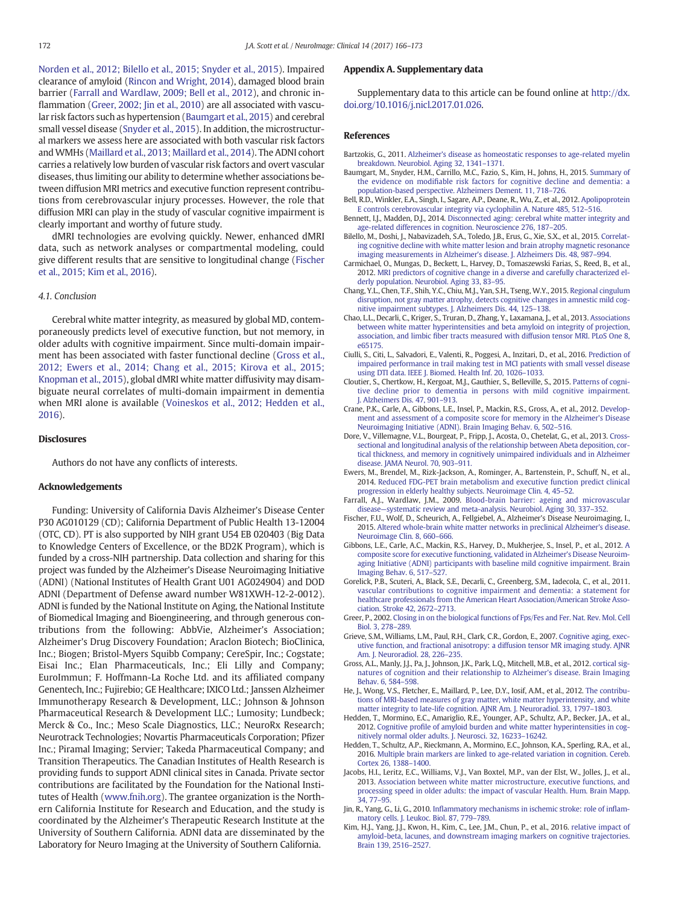Norden et al., 2012; Bilello et al., 2015; Snyder et al., 2015). Impaired clearance of amyloid (Rincon and Wright, 2014), damaged blood brain barrier (Farrall and Wardlaw, 2009; Bell et al., 2012), and chronic inflammation (Greer, 2002; Jin et al., 2010) are all associated with vascular risk factors such as hypertension (Baumgart et al., 2015) and cerebral small vessel disease (Snyder et al., 2015). In addition, the microstructural markers we assess here are associated with both vascular risk factors and WMHs (Maillard et al., 2013; Maillard et al., 2014). The ADNI cohort carries a relatively low burden of vascular risk factors and overt vascular diseases, thus limiting our ability to determine whether associations between diffusion MRI metrics and executive function represent contributions from cerebrovascular injury processes. However, the role that diffusion MRI can play in the study of vascular cognitive impairment is clearly important and worthy of future study.

dMRI technologies are evolving quickly. Newer, enhanced dMRI data, such as network analyses or compartmental modeling, could give different results that are sensitive to longitudinal change (Fischer et al., 2015; Kim et al., 2016).

### 4.1. Conclusion

Cerebral white matter integrity, as measured by global MD, contemporaneously predicts level of executive function, but not memory, in older adults with cognitive impairment. Since multi-domain impairment has been associated with faster functional decline (Gross et al., 2012; Ewers et al., 2014; Chang et al., 2015; Kirova et al., 2015; Knopman et al., 2015), global dMRI white matter diffusivity may disambiguate neural correlates of multi-domain impairment in dementia when MRI alone is available (Voineskos et al., 2012; Hedden et al., 2016).

## Disclosures

Authors do not have any conflicts of interests.

## Acknowledgements

Funding: University of California Davis Alzheimer's Disease Center P30 AG010129 (CD); California Department of Public Health 13-12004 (OTC, CD). PT is also supported by NIH grant U54 EB 020403 (Big Data to Knowledge Centers of Excellence, or the BD2K Program), which is funded by a cross-NIH partnership. Data collection and sharing for this project was funded by the Alzheimer's Disease Neuroimaging Initiative (ADNI) (National Institutes of Health Grant U01 AG024904) and DOD ADNI (Department of Defense award number W81XWH-12-2-0012). ADNI is funded by the National Institute on Aging, the National Institute of Biomedical Imaging and Bioengineering, and through generous contributions from the following: AbbVie, Alzheimer's Association; Alzheimer's Drug Discovery Foundation; Araclon Biotech; BioClinica, Inc.; Biogen; Bristol-Myers Squibb Company; CereSpir, Inc.; Cogstate; Eisai Inc.; Elan Pharmaceuticals, Inc.; Eli Lilly and Company; EuroImmun; F. Hoffmann-La Roche Ltd. and its affiliated company Genentech, Inc.; Fujirebio; GE Healthcare; IXICO Ltd.; Janssen Alzheimer Immunotherapy Research & Development, LLC.; Johnson & Johnson Pharmaceutical Research & Development LLC.; Lumosity; Lundbeck; Merck & Co., Inc.; Meso Scale Diagnostics, LLC.; NeuroRx Research; Neurotrack Technologies; Novartis Pharmaceuticals Corporation; Pfizer Inc.; Piramal Imaging; Servier; Takeda Pharmaceutical Company; and Transition Therapeutics. The Canadian Institutes of Health Research is providing funds to support ADNI clinical sites in Canada. Private sector contributions are facilitated by the Foundation for the National Institutes of Health (www.fnih.org). The grantee organization is the Northern California Institute for Research and Education, and the study is coordinated by the Alzheimer's Therapeutic Research Institute at the University of Southern California. ADNI data are disseminated by the Laboratory for Neuro Imaging at the University of Southern California.

## Appendix A. Supplementary data

Supplementary data to this article can be found online at http://dx.doi.org/10.1016/j.nicl.2017.01.026.

## References

Bartzokis, G., 2011. Alzheimer's disease as homeostatic responses to age-related myelin breakdown. Neurobiol. Aging 32, 1341–1371.

Baumgart, M., Snyder, H.M., Carrillo, M.C., Fazio, S., Kim, H., Johns, H., 2015. Summary of the evidence on modifiable risk factors for cognitive decline and dementia: a population-based perspective. Alzheimers Dement. 11, 718–726.

Bell, R.D., Winkler, E.A., Singh, I., Sagare, A.P., Deane, R., Wu, Z., et al., 2012. Apolipoprotein E controls cerebrovascular integrity via cyclophilin A. Nature 485, 512–516.

Bennett, I.J., Madden, D.J., 2014. Disconnected aging: cerebral white matter integrity and age-related differences in cognition. Neuroscience 276, 187–205.

Bilello, M., Doshi, J., Nabavizadeh, S.A., Toledo, J.B., Erus, G., Xie, S.X., et al., 2015. Correlating cognitive decline with white matter lesion and brain atrophy magnetic resonance imaging measurements in Alzheimer's disease. J. Alzheimers Dis. 48, 987–994.

Carmichael, O., Mungas, D., Beckett, L., Harvey, D., Tomaszewski Farias, S., Reed, B., et al., 2012. MRI predictors of cognitive change in a diverse and carefully characterized elderly population. Neurobiol. Aging 33, 83–95.

Chang, Y.L., Chen, T.F., Shih, Y.C., Chiu, M.J., Yan, S.H., Tseng, W.Y., 2015. Regional cingulum disruption, not gray matter atrophy, detects cognitive changes in amnestic mild cognitive impairment subtypes. J. Alzheimers Dis. 44, 125–138.

Chao, L.L., Decarli, C., Kriger, S., Truran, D., Zhang, Y., Laxamana, J., et al., 2013. Associations between white matter hyperintensities and beta amyloid on integrity of projection, association, and limbic fiber tracts measured with diffusion tensor MRI. PLoS One 8, e65175.

Ciulli, S., Citi, L., Salvadori, E., Valenti, R., Poggesi, A., Inzitari, D., et al., 2016. Prediction of impaired performance in trail making test in MCI patients with small vessel disease using DTI data. IEEE J. Biomed. Health Inf. 20, 1026–1033.

Cloutier, S., Chertkow, H., Kergoat, M.J., Gauthier, S., Belleville, S., 2015. Patterns of cognitive decline prior to dementia in persons with mild cognitive impairment. J. Alzheimers Dis. 47, 901–913.

Crane, P.K., Carle, A., Gibbons, L.E., Insel, P., Mackin, R.S., Gross, A., et al., 2012. Development and assessment of a composite score for memory in the Alzheimer's Disease Neuroimaging Initiative (ADNI). Brain Imaging Behav. 6, 502–516.

Dore, V., Villemagne, V.L., Bourgeat, P., Fripp, J., Acosta, O., Chetelat, G., et al., 2013. Cross-sectional and longitudinal analysis of the relationship between Abeta deposition, cortical thickness, and memory in cognitively unimpaired individuals and in Alzheimer disease. JAMA Neurol. 70, 903–911.

Ewers, M., Brendel, M., Rizk-Jackson, A., Rominger, A., Bartenstein, P., Schuff, N., et al., 2014. Reduced FDG-PET brain metabolism and executive function predict clinical progression in elderly healthy subjects. Neuroimage Clin. 4, 45–52.

Farrall, A.J., Wardlaw, J.M., 2009. Blood-brain barrier: ageing and microvascular disease—systematic review and meta-analysis. Neurobiol. Aging 30, 337–352.

Fischer, F.U., Wolf, D., Scheurich, A., Fellgiebel, A., Alzheimer's Disease Neuroimaging, I., 2015. Altered whole-brain white matter networks in preclinical Alzheimer's disease. Neuroimage Clin. 8, 660–666.

Gibbons, L.E., Carle, A.C., Mackin, R.S., Harvey, D., Mukherjee, S., Insel, P., et al., 2012. A composite score for executive functioning, validated in Alzheimer's Disease Neuroimaging Initiative (ADNI) participants with baseline mild cognitive impairment. Brain Imaging Behav. 6, 517–527.

Gorelick, P.B., Scuteri, A., Black, S.E., Decarli, C., Greenberg, S.M., Iadecola, C., et al., 2011. vascular contributions to cognitive impairment and dementia: a statement for healthcare professionals from the American Heart Association/American Stroke Association. Stroke 42, 2672–2713.

Greer, P., 2002. Closing in on the biological functions of Fps/Fes and Fer. Nat. Rev. Mol. Cell Biol. 3, 278–289.

Grieve, S.M., Williams, L.M., Paul, R.H., Clark, C.R., Gordon, E., 2007. Cognitive aging, executive function, and fractional anisotropy: a diffusion tensor MR imaging study. AJNR Am. J. Neuroradiol. 28, 226–235.

Gross, A.L., Manly, J.J., Pa, J., Johnson, J.K., Park, L.Q., Mitchell, M.B., et al., 2012. cortical signatures of cognition and their relationship to Alzheimer's disease. Brain Imaging Behav. 6, 584–598.

He, J., Wong, V.S., Fletcher, E., Maillard, P., Lee, D.Y., Iosif, A.M., et al., 2012. The contributions of MRI-based measures of gray matter, white matter hyperintensity, and white matter integrity to late-life cognition. AJNR Am. J. Neuroradiol. 33, 1797–1803.

Hedden, T., Mormino, E.C., Amariglio, R.E., Younger, A.P., Schultz, A.P., Becker, J.A., et al., 2012. Cognitive profile of amyloid burden and white matter hyperintensities in cognitively normal older adults. J. Neurosci. 32, 16233–16242.

Hedden, T., Schultz, A.P., Rieckmann, A., Mormino, E.C., Johnson, K.A., Sperling, R.A., et al., 2016. Multiple brain markers are linked to age-related variation in cognition. Cereb. Cortex 26, 1388–1400.

Jacobs, H.I., Leritz, E.C., Williams, V.J., Van Boxtel, M.P., van der Elst, W., Jolles, J., et al., 2013. Association between white matter microstructure, executive functions, and processing speed in older adults: the impact of vascular Health. Hum. Brain Mapp. 34, 77–95.

Jin, R., Yang, G., Li, G., 2010. Inflammatory mechanisms in ischemic stroke: role of inflammatory cells. J. Leukoc. Biol. 87, 779–789.

Kim, H.J., Yang, J.J., Kwon, H., Kim, C., Lee, J.M., Chun, P., et al., 2016. relative impact of amyloid-beta, lacunes, and downstream imaging markers on cognitive trajectories. Brain 139, 2516–2527.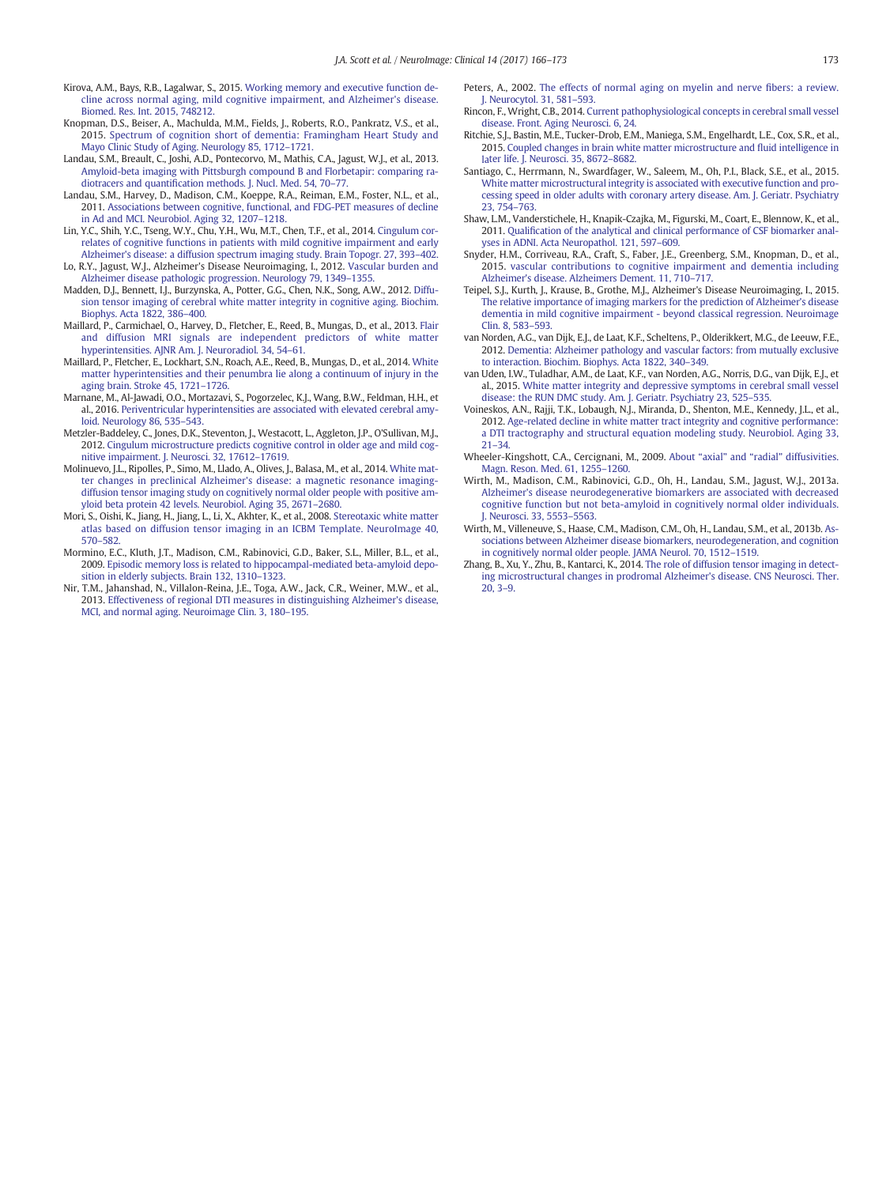Kirova, A.M., Bays, R.B., Lagalwar, S., 2015. Working memory and executive function decline across normal aging, mild cognitive impairment, and Alzheimer's disease. Biomed. Res. Int. 2015, 748212.

Knopman, D.S., Beiser, A., Machulda, M.M., Fields, J., Roberts, R.O., Pankratz, V.S., et al., 2015. Spectrum of cognition short of dementia: Framingham Heart Study and Mayo Clinic Study of Aging. Neurology 85, 1712–1721.

Landau, S.M., Breault, C., Joshi, A.D., Pontecorvo, M., Mathis, C.A., Jagust, W.J., et al., 2013. Amyloid-beta imaging with Pittsburgh compound B and Florbetapir: comparing radiotracers and quantification methods. J. Nucl. Med. 54, 70–77.

Landau, S.M., Harvey, D., Madison, C.M., Koeppe, R.A., Reiman, E.M., Foster, N.L., et al., 2011. Associations between cognitive, functional, and FDG-PET measures of decline in Ad and MCI. Neurobiol. Aging 32, 1207–1218.

Lin, Y.C., Shih, Y.C., Tseng, W.Y., Chu, Y.H., Wu, M.T., Chen, T.F., et al., 2014. Cingulum correlates of cognitive functions in patients with mild cognitive impairment and early Alzheimer's disease: a diffusion spectrum imaging study. Brain Topogr. 27, 393–402.

Lo, R.Y., Jagust, W.J., Alzheimer's Disease Neuroimaging, I., 2012. Vascular burden and Alzheimer disease pathologic progression. Neurology 79, 1349–1355.

Madden, D.J., Bennett, I.J., Burzynska, A., Potter, G.G., Chen, N.K., Song, A.W., 2012. Diffusion tensor imaging of cerebral white matter integrity in cognitive aging. Biochim. Biophys. Acta 1822, 386–400.

Maillard, P., Carmichael, O., Harvey, D., Fletcher, E., Reed, B., Mungas, D., et al., 2013. Flair and diffusion MRI signals are independent predictors of white matter hyperintensities. AJNR Am. J. Neuroradiol. 34, 54–61.

Maillard, P., Fletcher, E., Lockhart, S.N., Roach, A.E., Reed, B., Mungas, D., et al., 2014. White matter hyperintensities and their penumbra lie along a continuum of injury in the aging brain. Stroke 45, 1721–1726.

Marnane, M., Al-Jawadi, O.O., Mortazavi, S., Pogorzelec, K.J., Wang, B.W., Feldman, H.H., et al., 2016. Periventricular hyperintensities are associated with elevated cerebral amyloid. Neurology 86, 535–543.

Metzler-Baddeley, C., Jones, D.K., Steventon, J., Westacott, L., Aggleton, J.P., O'Sullivan, M.J., 2012. Cingulum microstructure predicts cognitive control in older age and mild cognitive impairment. J. Neurosci. 32, 17612–17619.

Molinuevo, J.L., Ripolles, P., Simo, M., Llado, A., Olives, J., Balasa, M., et al., 2014. White matter changes in preclinical Alzheimer's disease: a magnetic resonance imaging-diffusion tensor imaging study on cognitively normal older people with positive amyloid beta protein 42 levels. Neurobiol. Aging 35, 2671–2680.

Mori, S., Oishi, K., Jiang, H., Jiang, L., Li, X., Akhter, K., et al., 2008. Stereotaxic white matter atlas based on diffusion tensor imaging in an ICBM Template. NeuroImage 40, 570–582.

Mormino, E.C., Kluth, J.T., Madison, C.M., Rabinovici, G.D., Baker, S.L., Miller, B.L., et al., 2009. Episodic memory loss is related to hippocampal-mediated beta-amyloid deposition in elderly subjects. Brain 132, 1310–1323.

Nir, T.M., Jahanshad, N., Villalon-Reina, J.E., Toga, A.W., Jack, C.R., Weiner, M.W., et al., 2013. Effectiveness of regional DTI measures in distinguishing Alzheimer's disease, MCI, and normal aging. Neuroimage Clin. 3, 180–195.

Peters, A., 2002. The effects of normal aging on myelin and nerve fibers: a review. J. Neurocytol. 31, 581–593.

Rincon, F., Wright, C.B., 2014. Current pathophysiological concepts in cerebral small vessel disease. Front. Aging Neurosci. 6, 24.

Ritchie, S.J., Bastin, M.E., Tucker-Drob, E.M., Maniega, S.M., Engelhardt, L.E., Cox, S.R., et al., 2015. Coupled changes in brain white matter microstructure and fluid intelligence in later life. J. Neurosci. 35, 8672–8682.

Santiago, C., Herrmann, N., Swardfager, W., Saleem, M., Oh, P.I., Black, S.E., et al., 2015. White matter microstructural integrity is associated with executive function and processing speed in older adults with coronary artery disease. Am. J. Geriatr. Psychiatry 23, 754–763.

Shaw, L.M., Vanderstichele, H., Knapik-Czajka, M., Figurski, M., Coart, E., Blennow, K., et al., 2011. Qualification of the analytical and clinical performance of CSF biomarker analyses in ADNI. Acta Neuropathol. 121, 597–609.

Snyder, H.M., Corriveau, R.A., Craft, S., Faber, J.E., Greenberg, S.M., Knopman, D., et al., 2015. vascular contributions to cognitive impairment and dementia including Alzheimer's disease. Alzheimers Dement. 11, 710–717.

Teipel, S.J., Kurth, J., Krause, B., Grothe, M.J., Alzheimer's Disease Neuroimaging, I., 2015. The relative importance of imaging markers for the prediction of Alzheimer's disease dementia in mild cognitive impairment - beyond classical regression. Neuroimage Clin. 8, 583–593.

van Norden, A.G., van Dijk, E.J., de Laat, K.F., Scheltens, P., Olderikkert, M.G., de Leeuw, F.E., 2012. Dementia: Alzheimer pathology and vascular factors: from mutually exclusive to interaction. Biochim. Biophys. Acta 1822, 340–349.

van Uden, I.W., Tuladhar, A.M., de Laat, K.F., van Norden, A.G., Norris, D.G., van Dijk, E.J., et al., 2015. White matter integrity and depressive symptoms in cerebral small vessel disease: the RUN DMC study. Am. J. Geriatr. Psychiatry 23, 525–535.

Voineskos, A.N., Rajji, T.K., Lobaugh, N.J., Miranda, D., Shenton, M.E., Kennedy, J.L., et al., 2012. Age-related decline in white matter tract integrity and cognitive performance: a DTI tractography and structural equation modeling study. Neurobiol. Aging 33, 21–34.

Wheeler-Kingshott, C.A., Cercignani, M., 2009. About "axial" and "radial" diffusivities. Magn. Reson. Med. 61, 1255–1260.

Wirth, M., Madison, C.M., Rabinovici, G.D., Oh, H., Landau, S.M., Jagust, W.J., 2013a. Alzheimer's disease neurodegenerative biomarkers are associated with decreased cognitive function but not beta-amyloid in cognitively normal older individuals. J. Neurosci. 33, 5553–5563.

Wirth, M., Villeneuve, S., Haase, C.M., Madison, C.M., Oh, H., Landau, S.M., et al., 2013b. Associations between Alzheimer disease biomarkers, neurodegeneration, and cognition in cognitively normal older people. JAMA Neurol. 70, 1512–1519.

Zhang, B., Xu, Y., Zhu, B., Kantarci, K., 2014. The role of diffusion tensor imaging in detecting microstructural changes in prodromal Alzheimer's disease. CNS Neurosci. Ther. 20, 3–9.